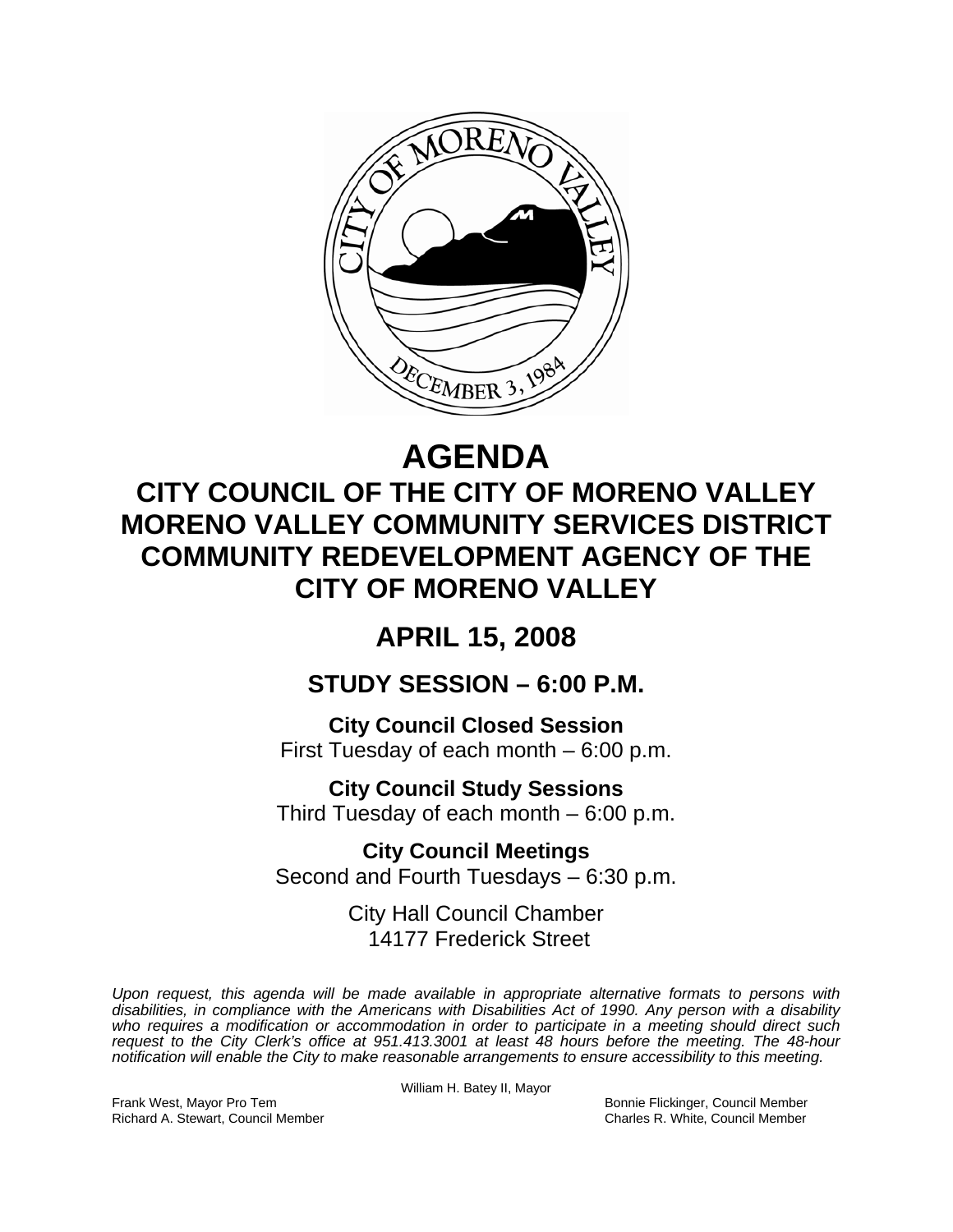# AGENDA

## CITY COUNCIL OF THE CITY OF MORENO VALLEY
## MORENO VALLEY COMMUNITY SERVICES DISTRICT
## COMMUNITY REDEVELOPMENT AGENCY OF THE CITY OF MORENO VALLEY

## APRIL 15, 2008

### STUDY SESSION – 6:00 P.M.

**City Council Closed Session**
First Tuesday of each month – 6:00 p.m.

**City Council Study Sessions**
Third Tuesday of each month – 6:00 p.m.

**City Council Meetings**
Second and Fourth Tuesdays – 6:30 p.m.

City Hall Council Chamber
14177 Frederick Street

*Upon request, this agenda will be made available in appropriate alternative formats to persons with disabilities, in compliance with the Americans with Disabilities Act of 1990. Any person with a disability who requires a modification or accommodation in order to participate in a meeting should direct such request to the City Clerk's office at 951.413.3001 at least 48 hours before the meeting. The 48-hour notification will enable the City to make reasonable arrangements to ensure accessibility to this meeting.*

William H. Batey II, Mayor

Frank West, Mayor Pro Tem
Richard A. Stewart, Council Member
Bonnie Flickinger, Council Member
Charles R. White, Council Member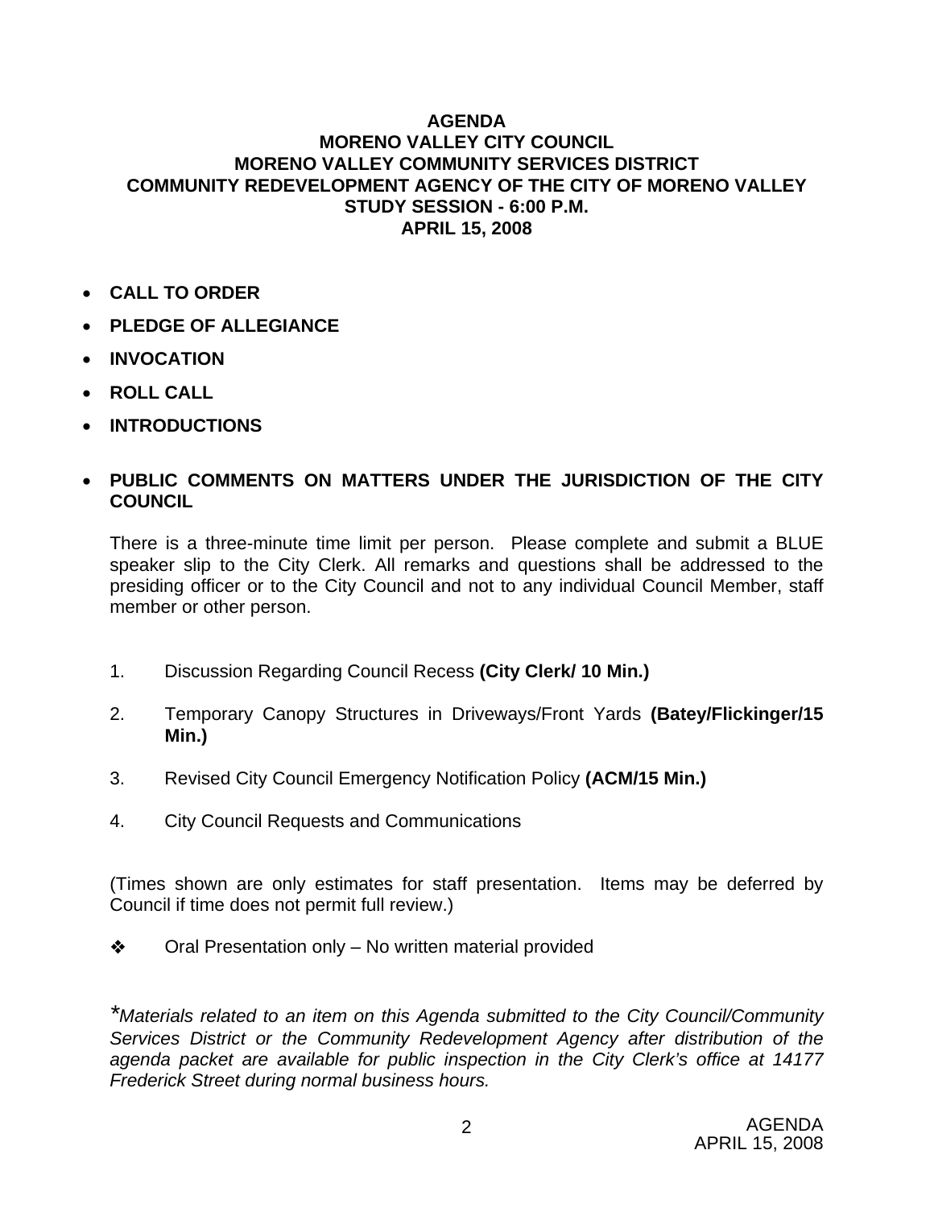**AGENDA**
**MORENO VALLEY CITY COUNCIL**
**MORENO VALLEY COMMUNITY SERVICES DISTRICT**
**COMMUNITY REDEVELOPMENT AGENCY OF THE CITY OF MORENO VALLEY**
**STUDY SESSION - 6:00 P.M.**
**APRIL 15, 2008**

- **CALL TO ORDER**
- **PLEDGE OF ALLEGIANCE**
- **INVOCATION**
- **ROLL CALL**
- **INTRODUCTIONS**
- **PUBLIC COMMENTS ON MATTERS UNDER THE JURISDICTION OF THE CITY COUNCIL**

There is a three-minute time limit per person. Please complete and submit a BLUE speaker slip to the City Clerk. All remarks and questions shall be addressed to the presiding officer or to the City Council and not to any individual Council Member, staff member or other person.

1. Discussion Regarding Council Recess **(City Clerk/ 10 Min.)**
2. Temporary Canopy Structures in Driveways/Front Yards **(Batey/Flickinger/15 Min.)**
3. Revised City Council Emergency Notification Policy **(ACM/15 Min.)**
4. City Council Requests and Communications

(Times shown are only estimates for staff presentation. Items may be deferred by Council if time does not permit full review.)

❖ Oral Presentation only – No written material provided

*\*Materials related to an item on this Agenda submitted to the City Council/Community Services District or the Community Redevelopment Agency after distribution of the agenda packet are available for public inspection in the City Clerk's office at 14177 Frederick Street during normal business hours.*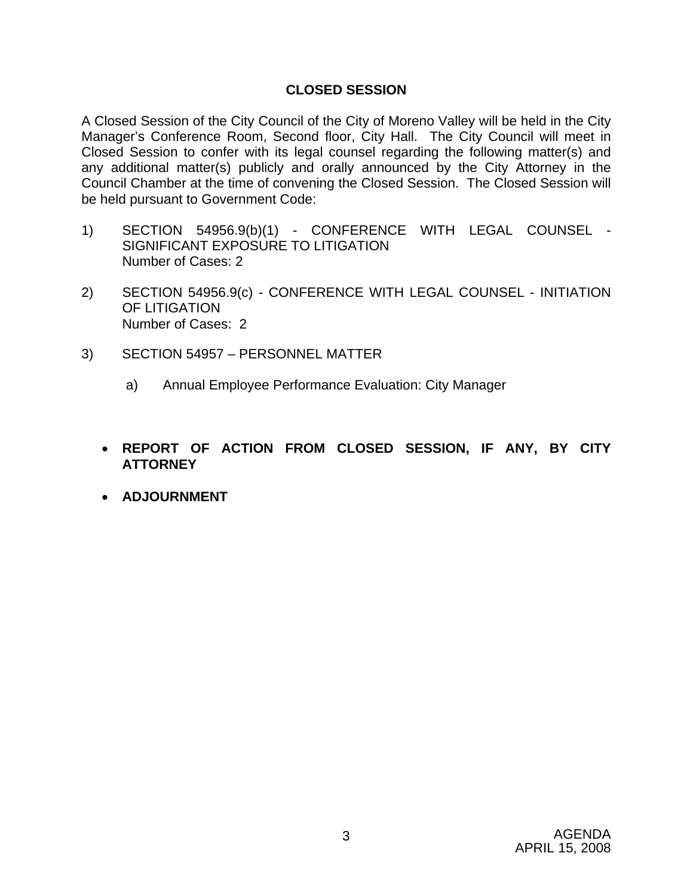## CLOSED SESSION

A Closed Session of the City Council of the City of Moreno Valley will be held in the City Manager's Conference Room, Second floor, City Hall. The City Council will meet in Closed Session to confer with its legal counsel regarding the following matter(s) and any additional matter(s) publicly and orally announced by the City Attorney in the Council Chamber at the time of convening the Closed Session. The Closed Session will be held pursuant to Government Code:

1) SECTION 54956.9(b)(1) - CONFERENCE WITH LEGAL COUNSEL - SIGNIFICANT EXPOSURE TO LITIGATION
   Number of Cases: 2

2) SECTION 54956.9(c) - CONFERENCE WITH LEGAL COUNSEL - INITIATION OF LITIGATION
   Number of Cases: 2

3) SECTION 54957 – PERSONNEL MATTER

   a) Annual Employee Performance Evaluation: City Manager

- **REPORT OF ACTION FROM CLOSED SESSION, IF ANY, BY CITY ATTORNEY**
- **ADJOURNMENT**